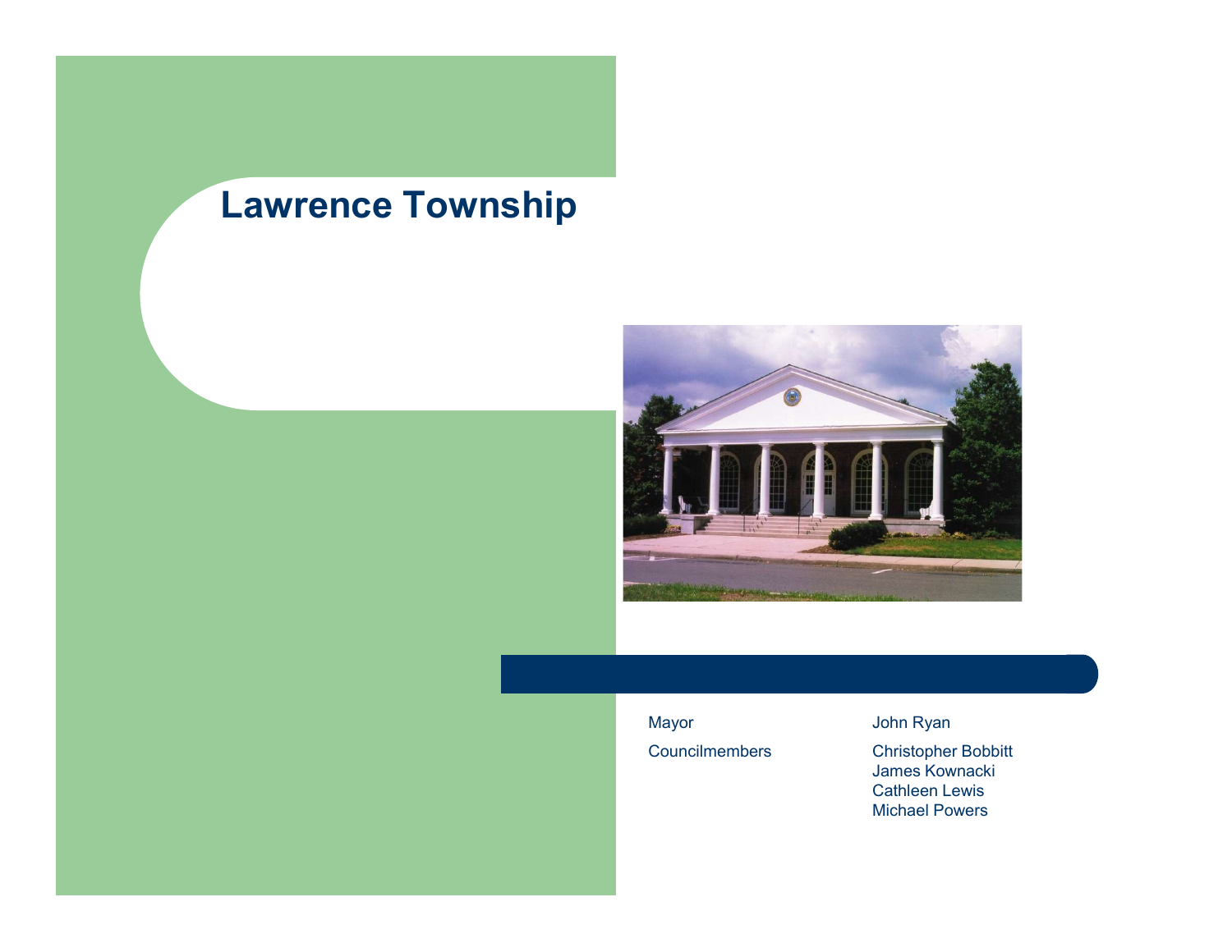# Lawrence Township

| | |
|---|---|
| Mayor | John Ryan |
| Councilmembers | Christopher Bobbitt<br>James Kownacki<br>Cathleen Lewis<br>Michael Powers |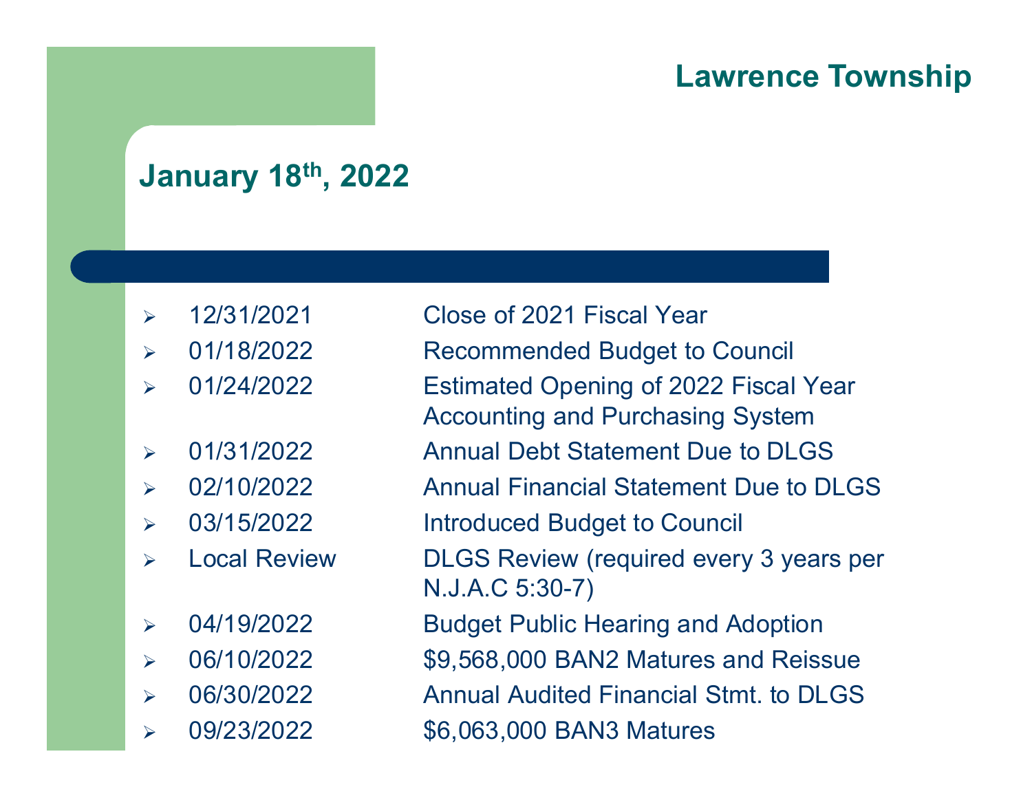# Lawrence Township

## January 18th, 2022

- 12/31/2021 — Close of 2021 Fiscal Year
- 01/18/2022 — Recommended Budget to Council
- 01/24/2022 — Estimated Opening of 2022 Fiscal Year Accounting and Purchasing System
- 01/31/2022 — Annual Debt Statement Due to DLGS
- 02/10/2022 — Annual Financial Statement Due to DLGS
- 03/15/2022 — Introduced Budget to Council
- Local Review — DLGS Review (required every 3 years per N.J.A.C 5:30-7)
- 04/19/2022 — Budget Public Hearing and Adoption
- 06/10/2022 — $9,568,000 BAN2 Matures and Reissue
- 06/30/2022 — Annual Audited Financial Stmt. to DLGS
- 09/23/2022 — $6,063,000 BAN3 Matures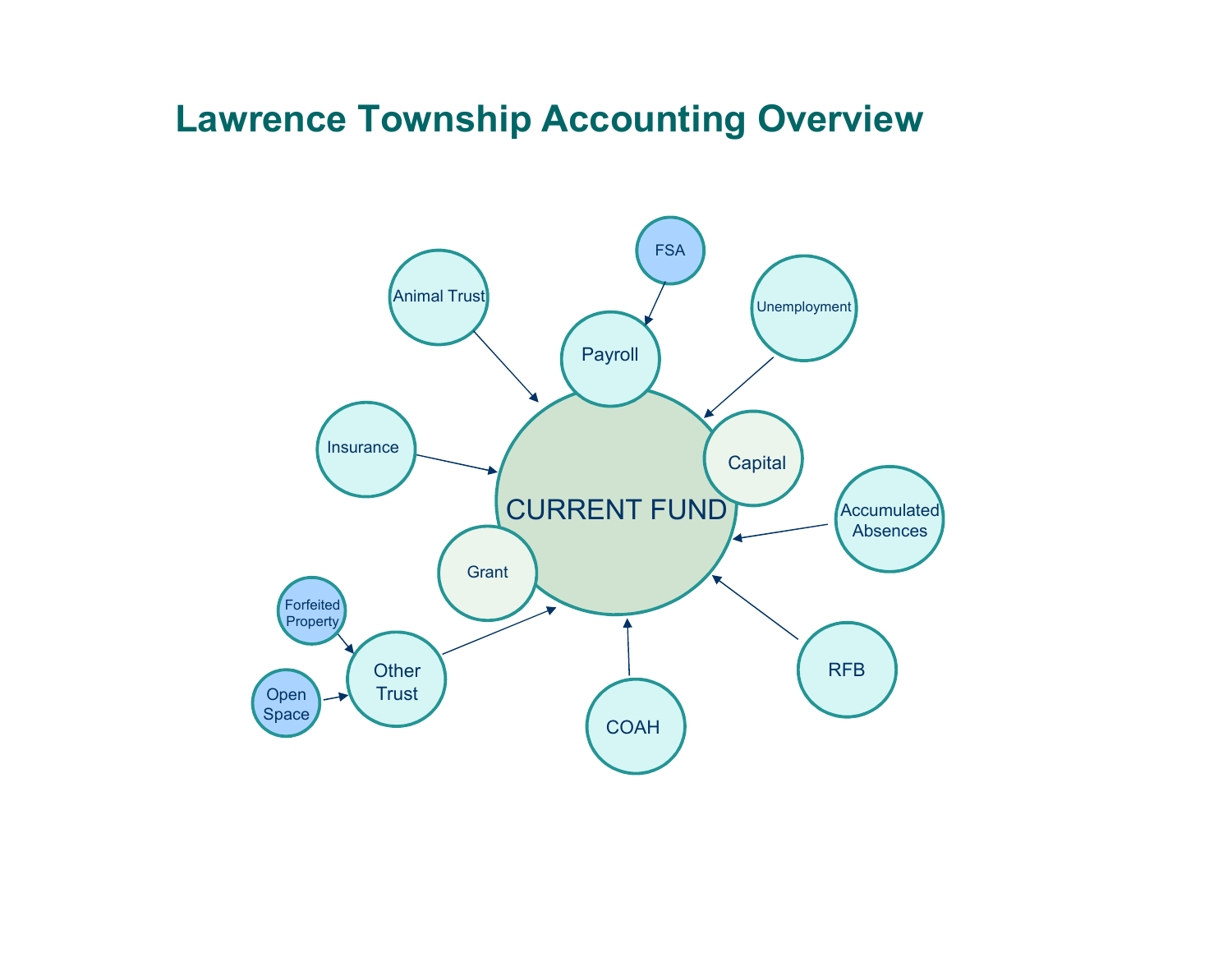# Lawrence Township Accounting Overview

CURRENT FUND

Payroll

FSA

Animal Trust

Unemployment

Insurance

Capital

Accumulated Absences

Grant

Forfeited Property

Other Trust

Open Space

COAH

RFB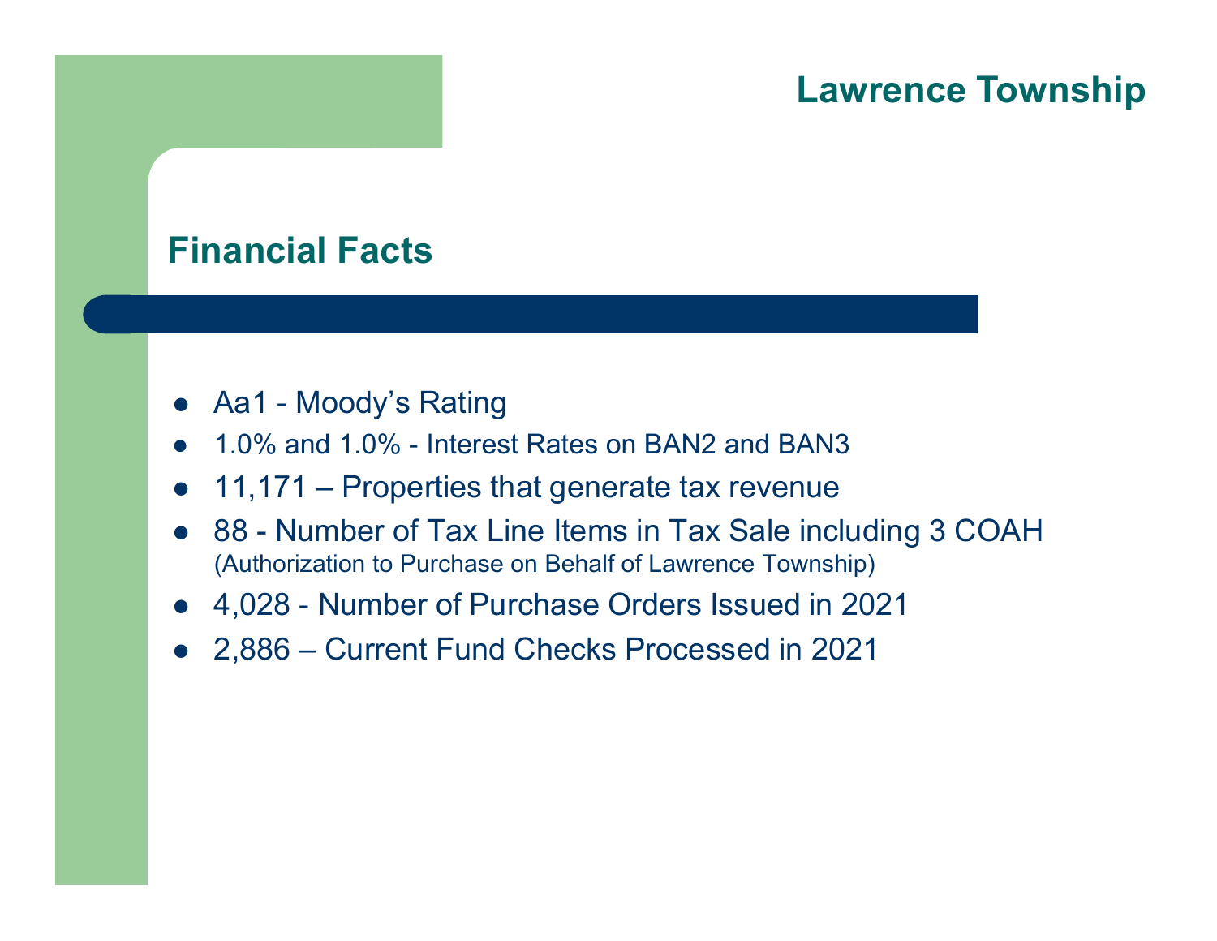Lawrence Township

## Financial Facts

- Aa1 - Moody's Rating
- 1.0% and 1.0% - Interest Rates on BAN2 and BAN3
- 11,171 – Properties that generate tax revenue
- 88 - Number of Tax Line Items in Tax Sale including 3 COAH
  (Authorization to Purchase on Behalf of Lawrence Township)
- 4,028 - Number of Purchase Orders Issued in 2021
- 2,886 – Current Fund Checks Processed in 2021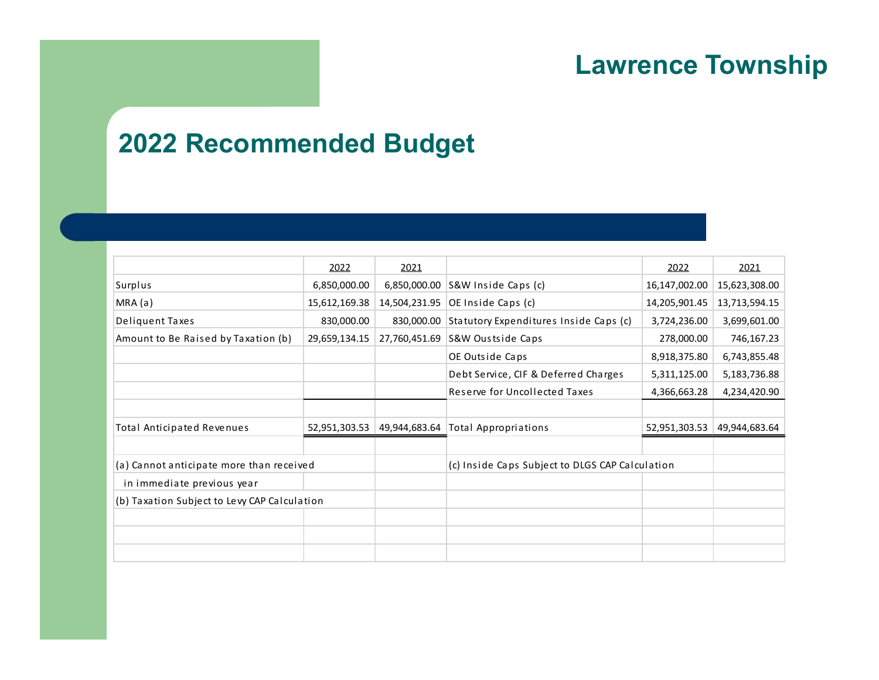# Lawrence Township

## 2022 Recommended Budget

| | 2022 | 2021 | | 2022 | 2021 |
|---|---|---|---|---|---|
| Surplus | 6,850,000.00 | 6,850,000.00 | S&W Inside Caps (c) | 16,147,002.00 | 15,623,308.00 |
| MRA (a) | 15,612,169.38 | 14,504,231.95 | OE Inside Caps (c) | 14,205,901.45 | 13,713,594.15 |
| Deliquent Taxes | 830,000.00 | 830,000.00 | Statutory Expenditures Inside Caps (c) | 3,724,236.00 | 3,699,601.00 |
| Amount to Be Raised by Taxation (b) | 29,659,134.15 | 27,760,451.69 | S&W Oustside Caps | 278,000.00 | 746,167.23 |
| | | | OE Outside Caps | 8,918,375.80 | 6,743,855.48 |
| | | | Debt Service, CIF & Deferred Charges | 5,311,125.00 | 5,183,736.88 |
| | | | Reserve for Uncollected Taxes | 4,366,663.28 | 4,234,420.90 |
| | | | | | |
| Total Anticipated Revenues | 52,951,303.53 | 49,944,683.64 | Total Appropriations | 52,951,303.53 | 49,944,683.64 |

(a) Cannot anticipate more than received in immediate previous year

(b) Taxation Subject to Levy CAP Calculation

(c) Inside Caps Subject to DLGS CAP Calculation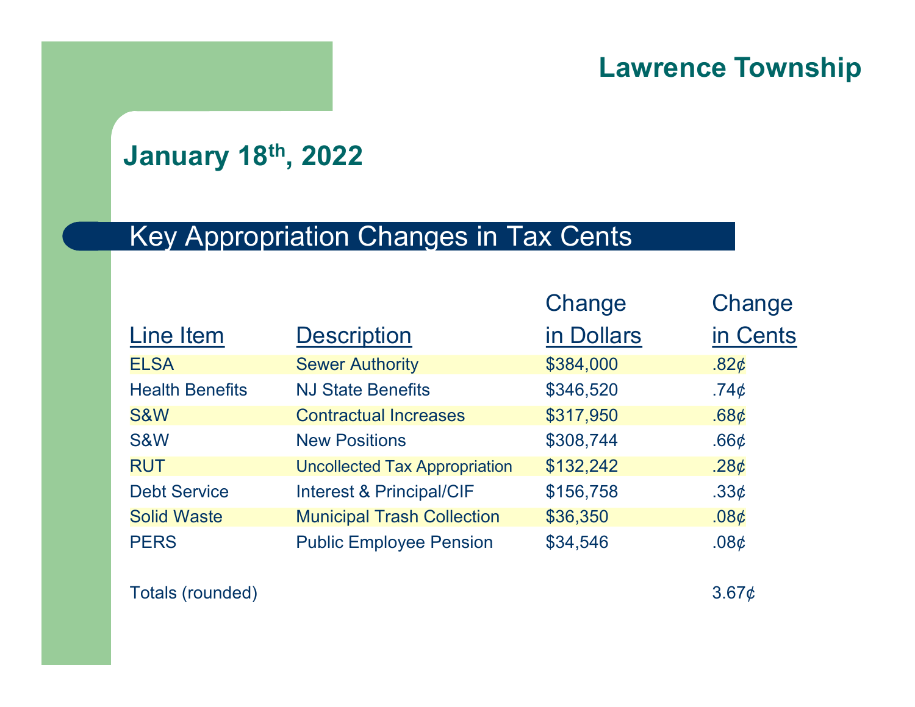# Lawrence Township

## January 18th, 2022

## Key Appropriation Changes in Tax Cents

| Line Item | Description | Change in Dollars | Change in Cents |
|---|---|---|---|
| ELSA | Sewer Authority | $384,000 | .82¢ |
| Health Benefits | NJ State Benefits | $346,520 | .74¢ |
| S&W | Contractual Increases | $317,950 | .68¢ |
| S&W | New Positions | $308,744 | .66¢ |
| RUT | Uncollected Tax Appropriation | $132,242 | .28¢ |
| Debt Service | Interest & Principal/CIF | $156,758 | .33¢ |
| Solid Waste | Municipal Trash Collection | $36,350 | .08¢ |
| PERS | Public Employee Pension | $34,546 | .08¢ |
| Totals (rounded) | | | 3.67¢ |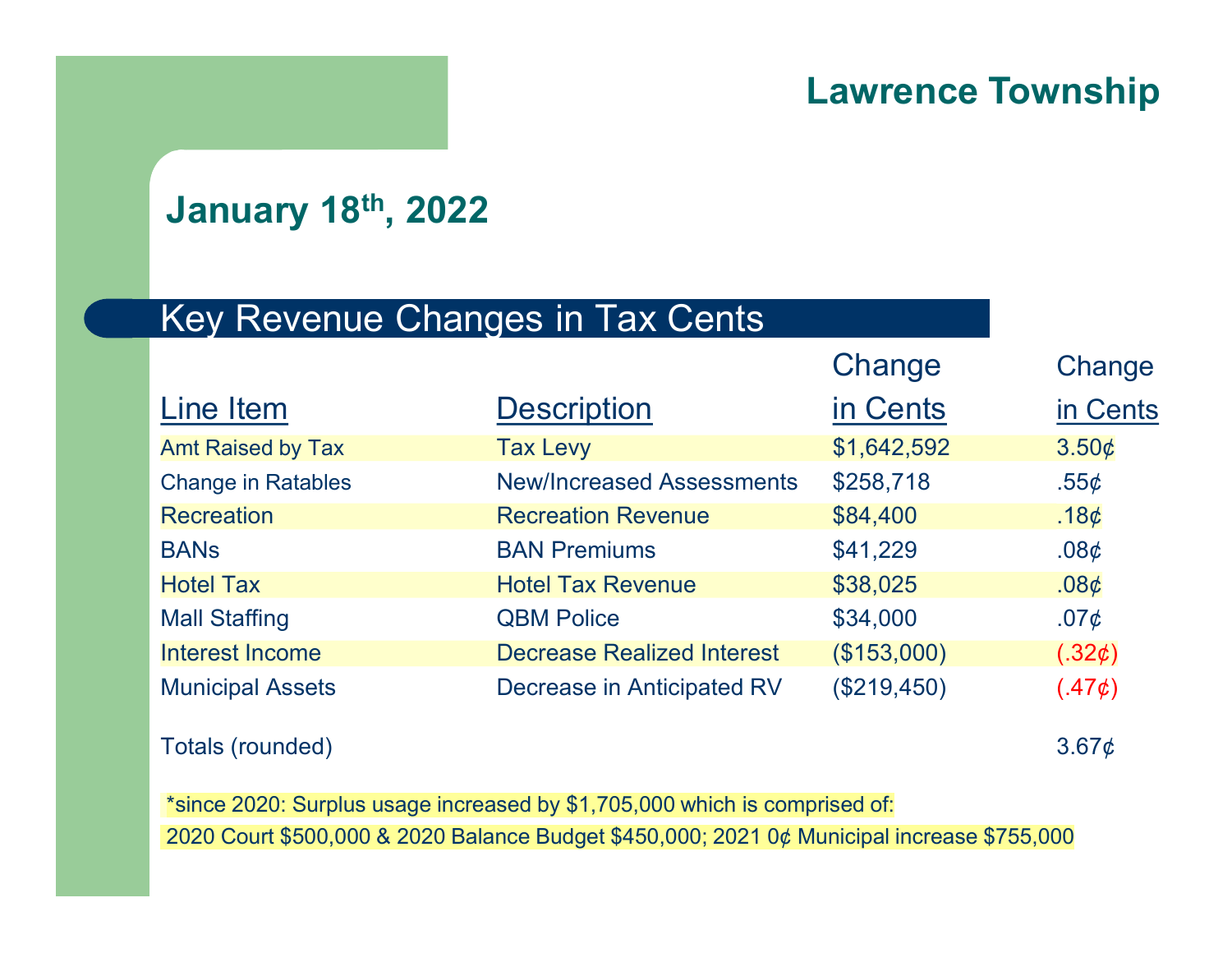# Lawrence Township

## January 18th, 2022

## Key Revenue Changes in Tax Cents

| Line Item | Description | Change in Cents | Change in Cents |
|---|---|---|---|
| Amt Raised by Tax | Tax Levy | $1,642,592 | 3.50¢ |
| Change in Ratables | New/Increased Assessments | $258,718 | .55¢ |
| Recreation | Recreation Revenue | $84,400 | .18¢ |
| BANs | BAN Premiums | $41,229 | .08¢ |
| Hotel Tax | Hotel Tax Revenue | $38,025 | .08¢ |
| Mall Staffing | QBM Police | $34,000 | .07¢ |
| Interest Income | Decrease Realized Interest | ($153,000) | (.32¢) |
| Municipal Assets | Decrease in Anticipated RV | ($219,450) | (.47¢) |
| Totals (rounded) | | | 3.67¢ |

*since 2020: Surplus usage increased by $1,705,000 which is comprised of:
2020 Court $500,000 & 2020 Balance Budget $450,000; 2021 0¢ Municipal increase $755,000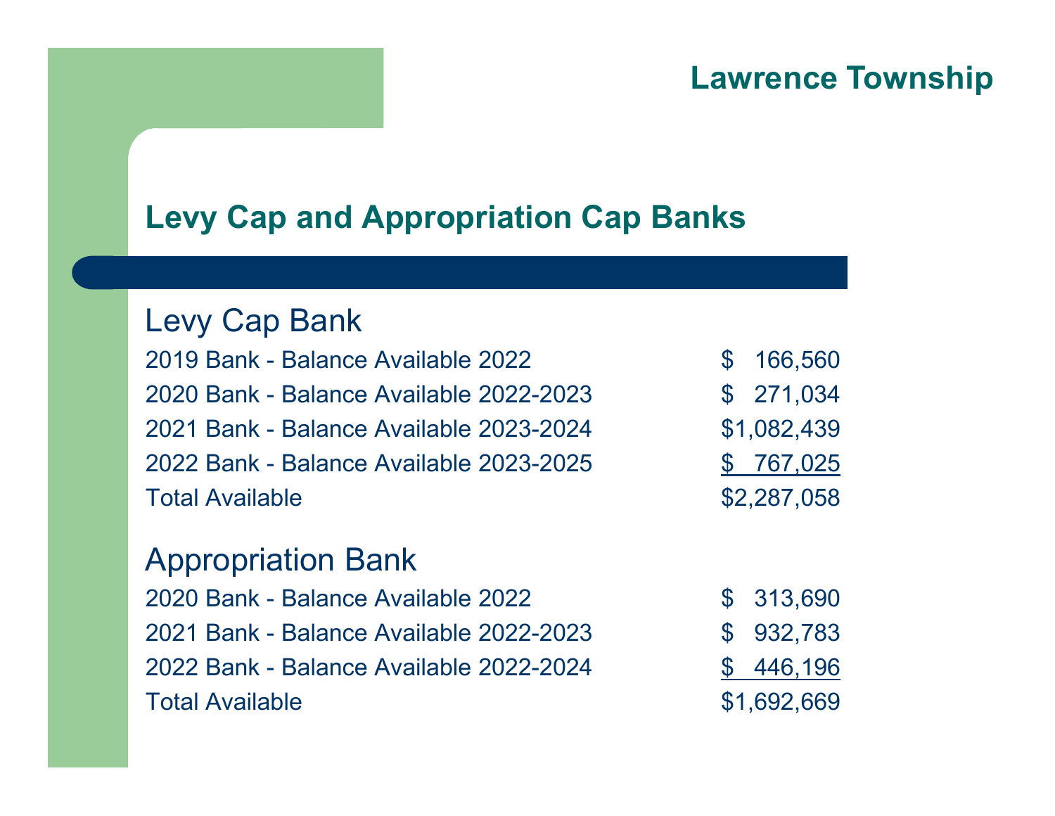## Lawrence Township

# Levy Cap and Appropriation Cap Banks

### Levy Cap Bank

| | |
|---|---|
| 2019 Bank - Balance Available 2022 | $ 166,560 |
| 2020 Bank - Balance Available 2022-2023 | $ 271,034 |
| 2021 Bank - Balance Available 2023-2024 | $1,082,439 |
| 2022 Bank - Balance Available 2023-2025 | $ 767,025 |
| Total Available | $2,287,058 |

### Appropriation Bank

| | |
|---|---|
| 2020 Bank - Balance Available 2022 | $ 313,690 |
| 2021 Bank - Balance Available 2022-2023 | $ 932,783 |
| 2022 Bank - Balance Available 2022-2024 | $ 446,196 |
| Total Available | $1,692,669 |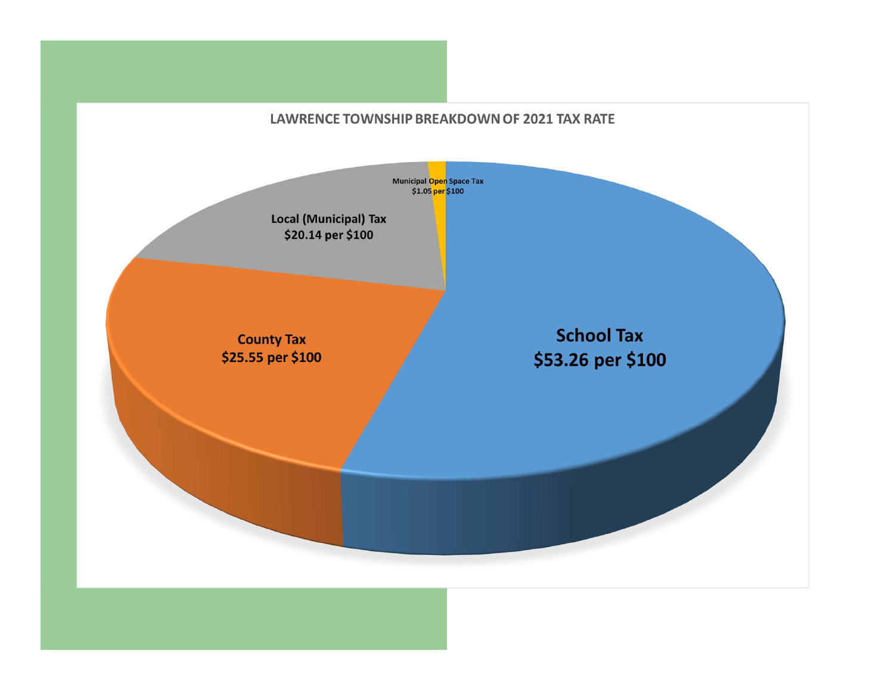LAWRENCE TOWNSHIP BREAKDOWN OF 2021 TAX RATE

Municipal Open Space Tax
$1.05 per $100

Local (Municipal) Tax
$20.14 per $100

County Tax
$25.55 per $100

School Tax
$53.26 per $100